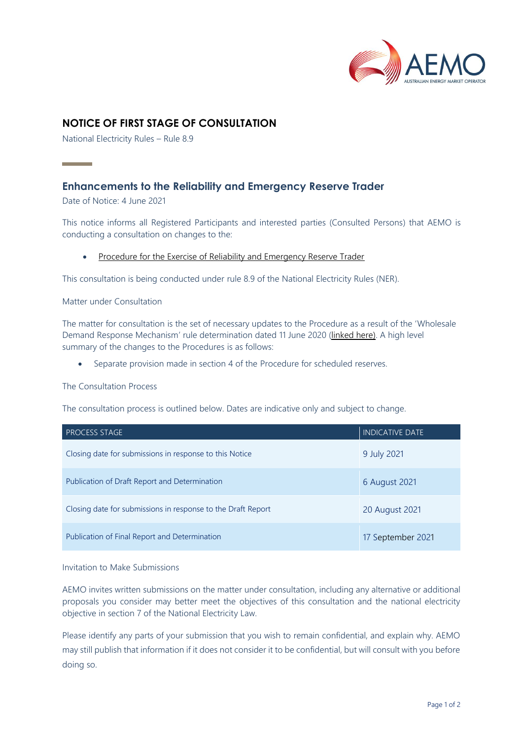# NOTICE OF FIRST STAGE OF CONSULTATION

National Electricity Rules – Rule 8.9

## Enhancements to the Reliability and Emergency Reserve Trader

Date of Notice: 4 June 2021

This notice informs all Registered Participants and interested parties (Consulted Persons) that AEMO is conducting a consultation on changes to the:

- Procedure for the Exercise of Reliability and Emergency Reserve Trader

This consultation is being conducted under rule 8.9 of the National Electricity Rules (NER).

### Matter under Consultation

The matter for consultation is the set of necessary updates to the Procedure as a result of the 'Wholesale Demand Response Mechanism' rule determination dated 11 June 2020 (linked here). A high level summary of the changes to the Procedures is as follows:

- Separate provision made in section 4 of the Procedure for scheduled reserves.

### The Consultation Process

The consultation process is outlined below. Dates are indicative only and subject to change.

| PROCESS STAGE | INDICATIVE DATE |
|---|---|
| Closing date for submissions in response to this Notice | 9 July 2021 |
| Publication of Draft Report and Determination | 6 August 2021 |
| Closing date for submissions in response to the Draft Report | 20 August 2021 |
| Publication of Final Report and Determination | 17 September 2021 |

### Invitation to Make Submissions

AEMO invites written submissions on the matter under consultation, including any alternative or additional proposals you consider may better meet the objectives of this consultation and the national electricity objective in section 7 of the National Electricity Law.

Please identify any parts of your submission that you wish to remain confidential, and explain why. AEMO may still publish that information if it does not consider it to be confidential, but will consult with you before doing so.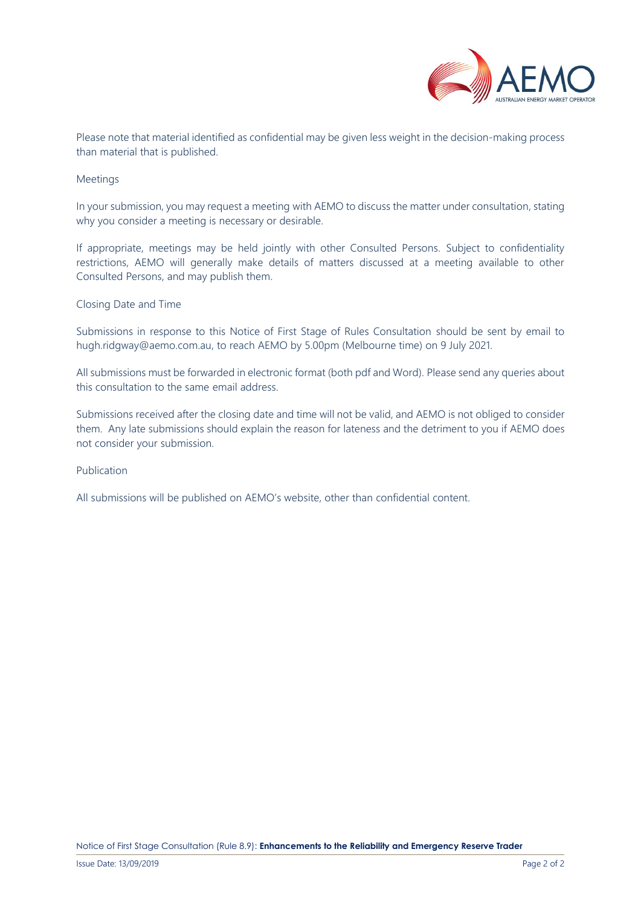Please note that material identified as confidential may be given less weight in the decision-making process than material that is published.

Meetings

In your submission, you may request a meeting with AEMO to discuss the matter under consultation, stating why you consider a meeting is necessary or desirable.

If appropriate, meetings may be held jointly with other Consulted Persons. Subject to confidentiality restrictions, AEMO will generally make details of matters discussed at a meeting available to other Consulted Persons, and may publish them.

Closing Date and Time

Submissions in response to this Notice of First Stage of Rules Consultation should be sent by email to hugh.ridgway@aemo.com.au, to reach AEMO by 5.00pm (Melbourne time) on 9 July 2021.

All submissions must be forwarded in electronic format (both pdf and Word). Please send any queries about this consultation to the same email address.

Submissions received after the closing date and time will not be valid, and AEMO is not obliged to consider them. Any late submissions should explain the reason for lateness and the detriment to you if AEMO does not consider your submission.

Publication

All submissions will be published on AEMO's website, other than confidential content.